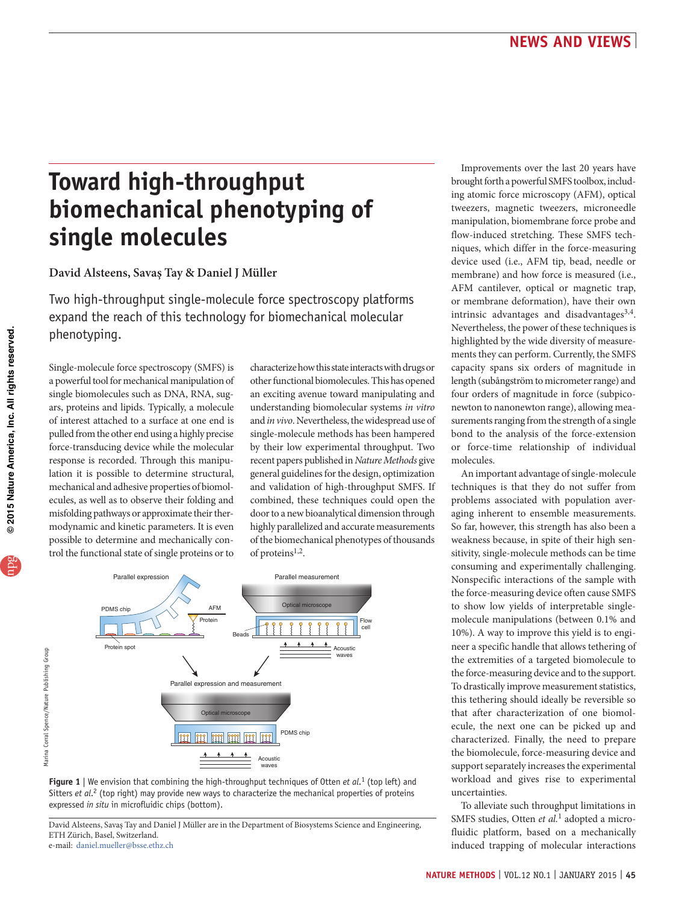# Toward high-throughput biomechanical phenotyping of single molecules

**David Alsteens, Savaş Tay & Daniel J Müller**

Two high-throughput single-molecule force spectroscopy platforms expand the reach of this technology for biomechanical molecular phenotyping.

Single-molecule force spectroscopy (SMFS) is a powerful tool for mechanical manipulation of single biomolecules such as DNA, RNA, sugars, proteins and lipids. Typically, a molecule of interest attached to a surface at one end is pulled from the other end using a highly precise force-transducing device while the molecular response is recorded. Through this manipulation it is possible to determine structural, mechanical and adhesive properties of biomolecules, as well as to observe their folding and misfolding pathways or approximate their thermodynamic and kinetic parameters. It is even possible to determine and mechanically control the functional state of single proteins or to characterize how this state interacts with drugs or other functional biomolecules. This has opened an exciting avenue toward manipulating and understanding biomolecular systems *in vitro* and *in vivo*. Nevertheless, the widespread use of single-molecule methods has been hampered by their low experimental throughput. Two recent papers published in *Nature Methods* give general guidelines for the design, optimization and validation of high-throughput SMFS. If combined, these techniques could open the door to a new bioanalytical dimension through highly parallelized and accurate measurements of the biomechanical phenotypes of thousands of proteins[1,2].

Parallel expression

PDMS chip

AFM

Protein

Protein spot

Parallel measurement

Optical microscope

Flow cell

Beads

Acoustic waves

Parallel expression and measurement

Optical microscope

PDMS chip

Acoustic waves

**Figure 1** | We envision that combining the high-throughput techniques of Otten *et al.*[1] (top left) and Sitters *et al.*[2] (top right) may provide new ways to characterize the mechanical properties of proteins expressed *in situ* in microfluidic chips (bottom).

Improvements over the last 20 years have brought forth a powerful SMFS toolbox, including atomic force microscopy (AFM), optical tweezers, magnetic tweezers, microneedle manipulation, biomembrane force probe and flow-induced stretching. These SMFS techniques, which differ in the force-measuring device used (i.e., AFM tip, bead, needle or membrane) and how force is measured (i.e., AFM cantilever, optical or magnetic trap, or membrane deformation), have their own intrinsic advantages and disadvantages[3,4]. Nevertheless, the power of these techniques is highlighted by the wide diversity of measurements they can perform. Currently, the SMFS capacity spans six orders of magnitude in length (subångström to micrometer range) and four orders of magnitude in force (subpiconewton to nanonewton range), allowing measurements ranging from the strength of a single bond to the analysis of the force-extension or force-time relationship of individual molecules.

An important advantage of single-molecule techniques is that they do not suffer from problems associated with population averaging inherent to ensemble measurements. So far, however, this strength has also been a weakness because, in spite of their high sensitivity, single-molecule methods can be time consuming and experimentally challenging. Nonspecific interactions of the sample with the force-measuring device often cause SMFS to show low yields of interpretable single-molecule manipulations (between 0.1% and 10%). A way to improve this yield is to engineer a specific handle that allows tethering of the extremities of a targeted biomolecule to the force-measuring device and to the support. To drastically improve measurement statistics, this tethering should ideally be reversible so that after characterization of one biomolecule, the next one can be picked up and characterized. Finally, the need to prepare the biomolecule, force-measuring device and support separately increases the experimental workload and gives rise to experimental uncertainties.

To alleviate such throughput limitations in SMFS studies, Otten *et al.*[1] adopted a microfluidic platform, based on a mechanically induced trapping of molecular interactions

David Alsteens, Savaş Tay and Daniel J Müller are in the Department of Biosystems Science and Engineering, ETH Zürich, Basel, Switzerland.
e-mail: daniel.mueller@bsse.ethz.ch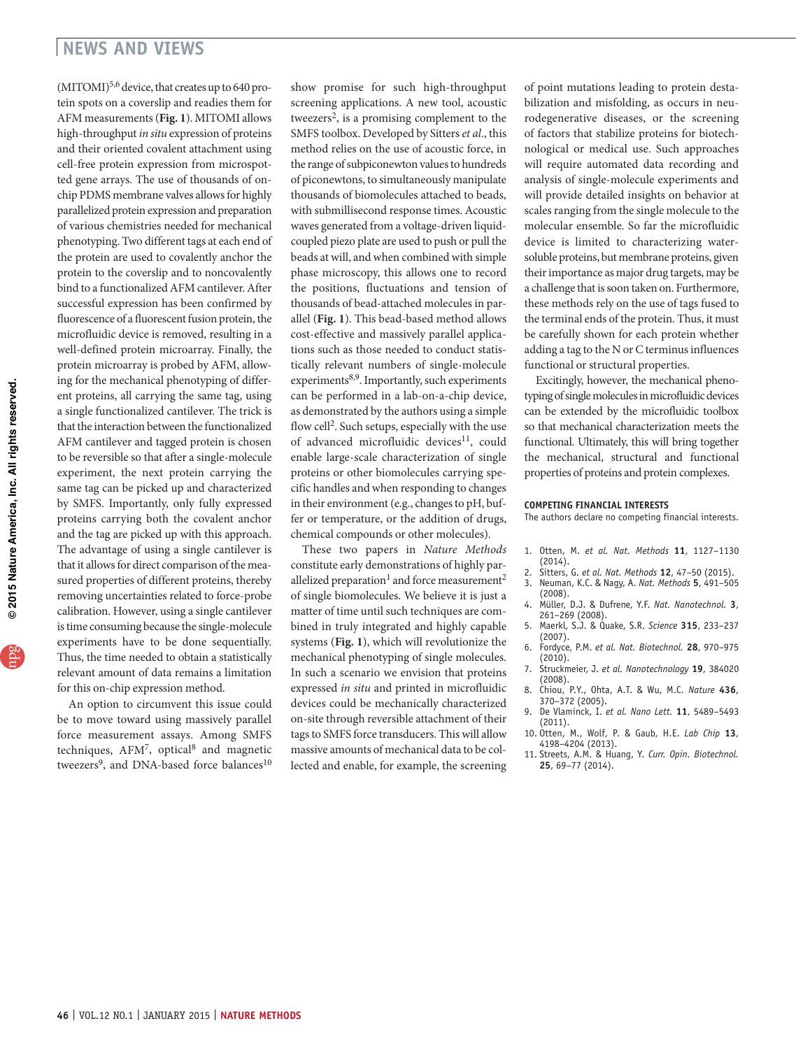(MITOMI)[5,6] device, that creates up to 640 protein spots on a coverslip and readies them for AFM measurements (**Fig. 1**). MITOMI allows high-throughput *in situ* expression of proteins and their oriented covalent attachment using cell-free protein expression from microspotted gene arrays. The use of thousands of on-chip PDMS membrane valves allows for highly parallelized protein expression and preparation of various chemistries needed for mechanical phenotyping. Two different tags at each end of the protein are used to covalently anchor the protein to the coverslip and to noncovalently bind to a functionalized AFM cantilever. After successful expression has been confirmed by fluorescence of a fluorescent fusion protein, the microfluidic device is removed, resulting in a well-defined protein microarray. Finally, the protein microarray is probed by AFM, allowing for the mechanical phenotyping of different proteins, all carrying the same tag, using a single functionalized cantilever. The trick is that the interaction between the functionalized AFM cantilever and tagged protein is chosen to be reversible so that after a single-molecule experiment, the next protein carrying the same tag can be picked up and characterized by SMFS. Importantly, only fully expressed proteins carrying both the covalent anchor and the tag are picked up with this approach. The advantage of using a single cantilever is that it allows for direct comparison of the measured properties of different proteins, thereby removing uncertainties related to force-probe calibration. However, using a single cantilever is time consuming because the single-molecule experiments have to be done sequentially. Thus, the time needed to obtain a statistically relevant amount of data remains a limitation for this on-chip expression method.

An option to circumvent this issue could be to move toward using massively parallel force measurement assays. Among SMFS techniques, AFM[7], optical[8] and magnetic tweezers[9], and DNA-based force balances[10] show promise for such high-throughput screening applications. A new tool, acoustic tweezers[2], is a promising complement to the SMFS toolbox. Developed by Sitters *et al.*, this method relies on the use of acoustic force, in the range of subpiconewton values to hundreds of piconewtons, to simultaneously manipulate thousands of biomolecules attached to beads, with submillisecond response times. Acoustic waves generated from a voltage-driven liquid-coupled piezo plate are used to push or pull the beads at will, and when combined with simple phase microscopy, this allows one to record the positions, fluctuations and tension of thousands of bead-attached molecules in parallel (**Fig. 1**). This bead-based method allows cost-effective and massively parallel applications such as those needed to conduct statistically relevant numbers of single-molecule experiments[8,9]. Importantly, such experiments can be performed in a lab-on-a-chip device, as demonstrated by the authors using a simple flow cell[2]. Such setups, especially with the use of advanced microfluidic devices[11], could enable large-scale characterization of single proteins or other biomolecules carrying specific handles and when responding to changes in their environment (e.g., changes to pH, buffer or temperature, or the addition of drugs, chemical compounds or other molecules).

These two papers in *Nature Methods* constitute early demonstrations of highly parallelized preparation[1] and force measurement[2] of single biomolecules. We believe it is just a matter of time until such techniques are combined in truly integrated and highly capable systems (**Fig. 1**), which will revolutionize the mechanical phenotyping of single molecules. In such a scenario we envision that proteins expressed *in situ* and printed in microfluidic devices could be mechanically characterized on-site through reversible attachment of their tags to SMFS force transducers. This will allow massive amounts of mechanical data to be collected and enable, for example, the screening of point mutations leading to protein destabilization and misfolding, as occurs in neurodegenerative diseases, or the screening of factors that stabilize proteins for biotechnological or medical use. Such approaches will require automated data recording and analysis of single-molecule experiments and will provide detailed insights on behavior at scales ranging from the single molecule to the molecular ensemble. So far the microfluidic device is limited to characterizing water-soluble proteins, but membrane proteins, given their importance as major drug targets, may be a challenge that is soon taken on. Furthermore, these methods rely on the use of tags fused to the terminal ends of the protein. Thus, it must be carefully shown for each protein whether adding a tag to the N or C terminus influences functional or structural properties.

Excitingly, however, the mechanical phenotyping of single molecules in microfluidic devices can be extended by the microfluidic toolbox so that mechanical characterization meets the functional. Ultimately, this will bring together the mechanical, structural and functional properties of proteins and protein complexes.

#### COMPETING FINANCIAL INTERESTS

The authors declare no competing financial interests.

1. Otten, M. *et al. Nat. Methods* **11**, 1127–1130 (2014).
2. Sitters, G. *et al. Nat. Methods* **12**, 47–50 (2015).
3. Neuman, K.C. & Nagy, A. *Nat. Methods* **5**, 491–505 (2008).
4. Müller, D.J. & Dufrene, Y.F. *Nat. Nanotechnol.* **3**, 261–269 (2008).
5. Maerkl, S.J. & Quake, S.R. *Science* **315**, 233–237 (2007).
6. Fordyce, P.M. *et al. Nat. Biotechnol.* **28**, 970–975 (2010).
7. Struckmeier, J. *et al. Nanotechnology* **19**, 384020 (2008).
8. Chiou, P.Y., Ohta, A.T. & Wu, M.C. *Nature* **436**, 370–372 (2005).
9. De Vlaminck, I. *et al. Nano Lett.* **11**, 5489–5493 (2011).
10. Otten, M., Wolf, P. & Gaub, H.E. *Lab Chip* **13**, 4198–4204 (2013).
11. Streets, A.M. & Huang, Y. *Curr. Opin. Biotechnol.* **25**, 69–77 (2014).